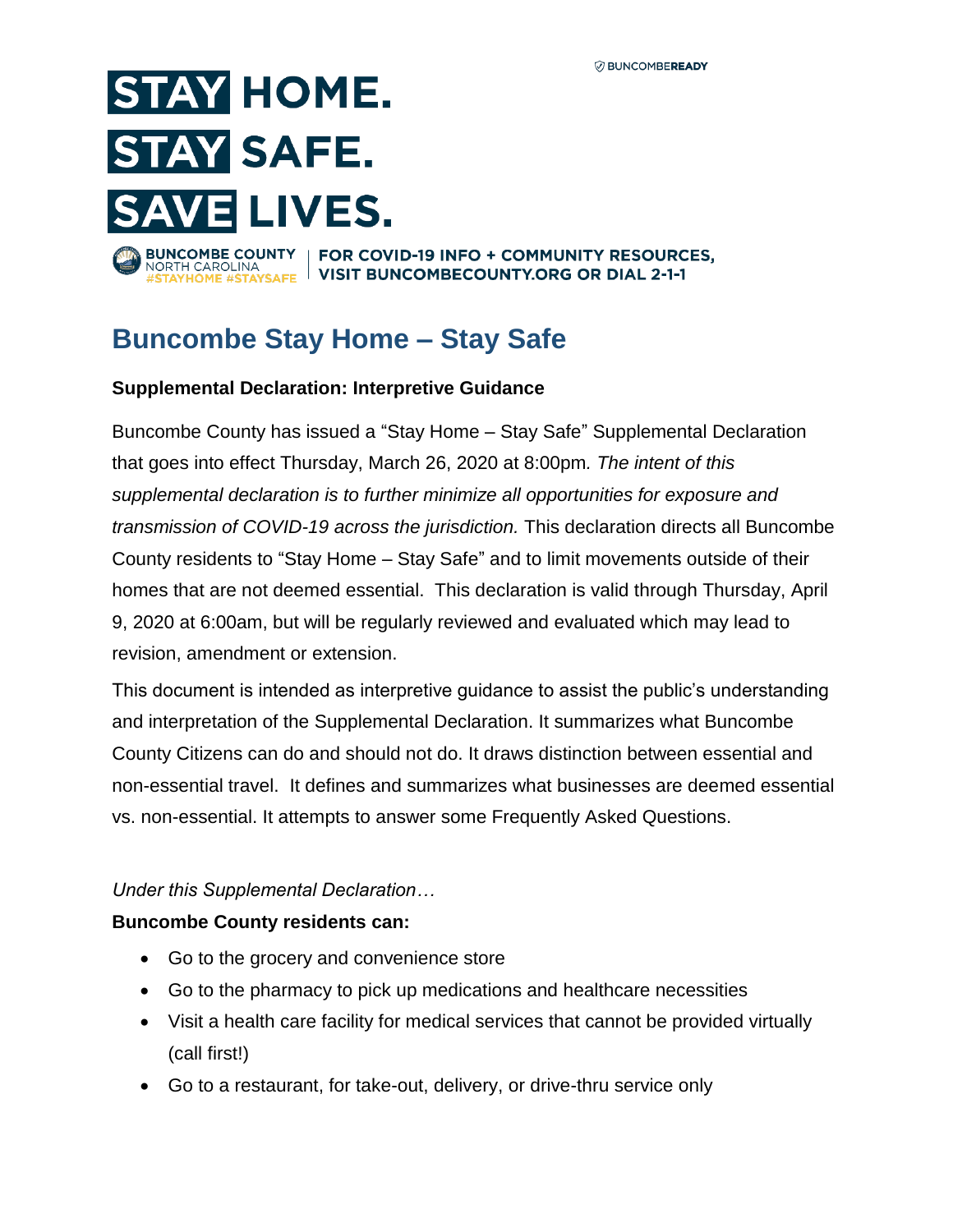BUNCOMBEREADY

# STAY HOME. STAY SAFE. SAVE LIVES.

BUNCOMBE COUNTY NORTH CAROLINA #STAYHOME #STAYSAFE | FOR COVID-19 INFO + COMMUNITY RESOURCES, VISIT BUNCOMBECOUNTY.ORG OR DIAL 2-1-1

## Buncombe Stay Home – Stay Safe

**Supplemental Declaration: Interpretive Guidance**

Buncombe County has issued a "Stay Home – Stay Safe" Supplemental Declaration that goes into effect Thursday, March 26, 2020 at 8:00pm. *The intent of this supplemental declaration is to further minimize all opportunities for exposure and transmission of COVID-19 across the jurisdiction.* This declaration directs all Buncombe County residents to "Stay Home – Stay Safe" and to limit movements outside of their homes that are not deemed essential. This declaration is valid through Thursday, April 9, 2020 at 6:00am, but will be regularly reviewed and evaluated which may lead to revision, amendment or extension.

This document is intended as interpretive guidance to assist the public's understanding and interpretation of the Supplemental Declaration. It summarizes what Buncombe County Citizens can do and should not do. It draws distinction between essential and non-essential travel. It defines and summarizes what businesses are deemed essential vs. non-essential. It attempts to answer some Frequently Asked Questions.

*Under this Supplemental Declaration…*

**Buncombe County residents can:**

- Go to the grocery and convenience store
- Go to the pharmacy to pick up medications and healthcare necessities
- Visit a health care facility for medical services that cannot be provided virtually (call first!)
- Go to a restaurant, for take-out, delivery, or drive-thru service only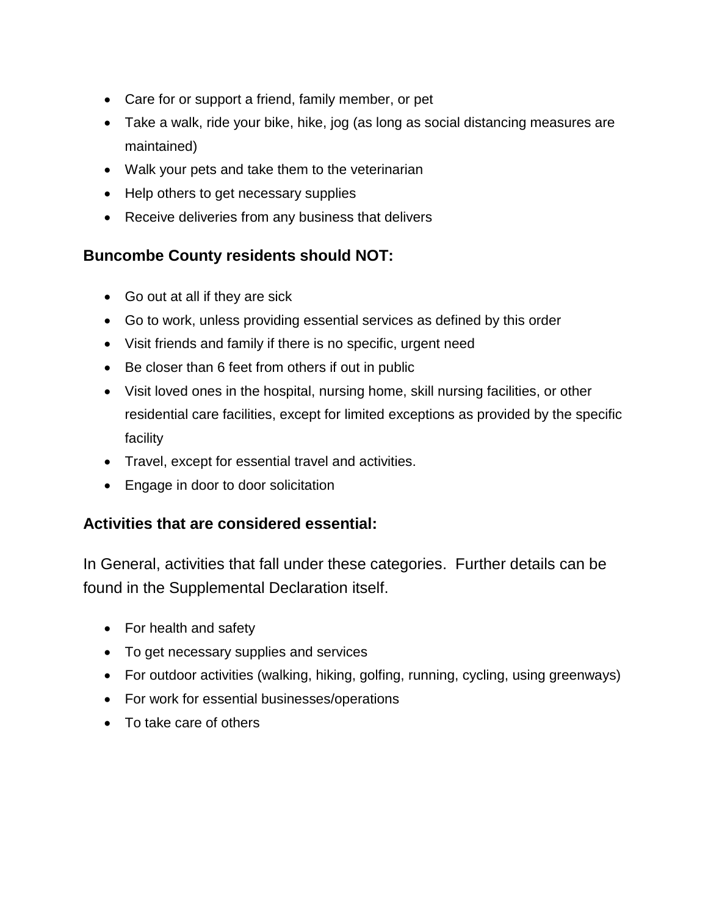- Care for or support a friend, family member, or pet
- Take a walk, ride your bike, hike, jog (as long as social distancing measures are maintained)
- Walk your pets and take them to the veterinarian
- Help others to get necessary supplies
- Receive deliveries from any business that delivers

### Buncombe County residents should NOT:

- Go out at all if they are sick
- Go to work, unless providing essential services as defined by this order
- Visit friends and family if there is no specific, urgent need
- Be closer than 6 feet from others if out in public
- Visit loved ones in the hospital, nursing home, skill nursing facilities, or other residential care facilities, except for limited exceptions as provided by the specific facility
- Travel, except for essential travel and activities.
- Engage in door to door solicitation

### Activities that are considered essential:

In General, activities that fall under these categories. Further details can be found in the Supplemental Declaration itself.

- For health and safety
- To get necessary supplies and services
- For outdoor activities (walking, hiking, golfing, running, cycling, using greenways)
- For work for essential businesses/operations
- To take care of others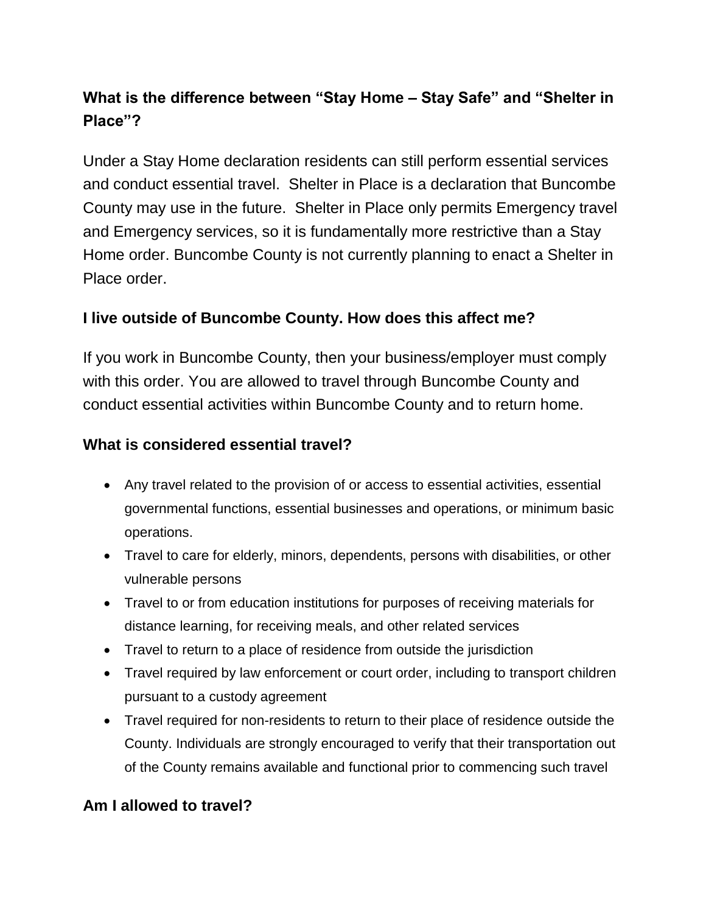### What is the difference between "Stay Home – Stay Safe" and "Shelter in Place"?

Under a Stay Home declaration residents can still perform essential services and conduct essential travel. Shelter in Place is a declaration that Buncombe County may use in the future. Shelter in Place only permits Emergency travel and Emergency services, so it is fundamentally more restrictive than a Stay Home order. Buncombe County is not currently planning to enact a Shelter in Place order.

### I live outside of Buncombe County. How does this affect me?

If you work in Buncombe County, then your business/employer must comply with this order. You are allowed to travel through Buncombe County and conduct essential activities within Buncombe County and to return home.

### What is considered essential travel?

- Any travel related to the provision of or access to essential activities, essential governmental functions, essential businesses and operations, or minimum basic operations.
- Travel to care for elderly, minors, dependents, persons with disabilities, or other vulnerable persons
- Travel to or from education institutions for purposes of receiving materials for distance learning, for receiving meals, and other related services
- Travel to return to a place of residence from outside the jurisdiction
- Travel required by law enforcement or court order, including to transport children pursuant to a custody agreement
- Travel required for non-residents to return to their place of residence outside the County. Individuals are strongly encouraged to verify that their transportation out of the County remains available and functional prior to commencing such travel

### Am I allowed to travel?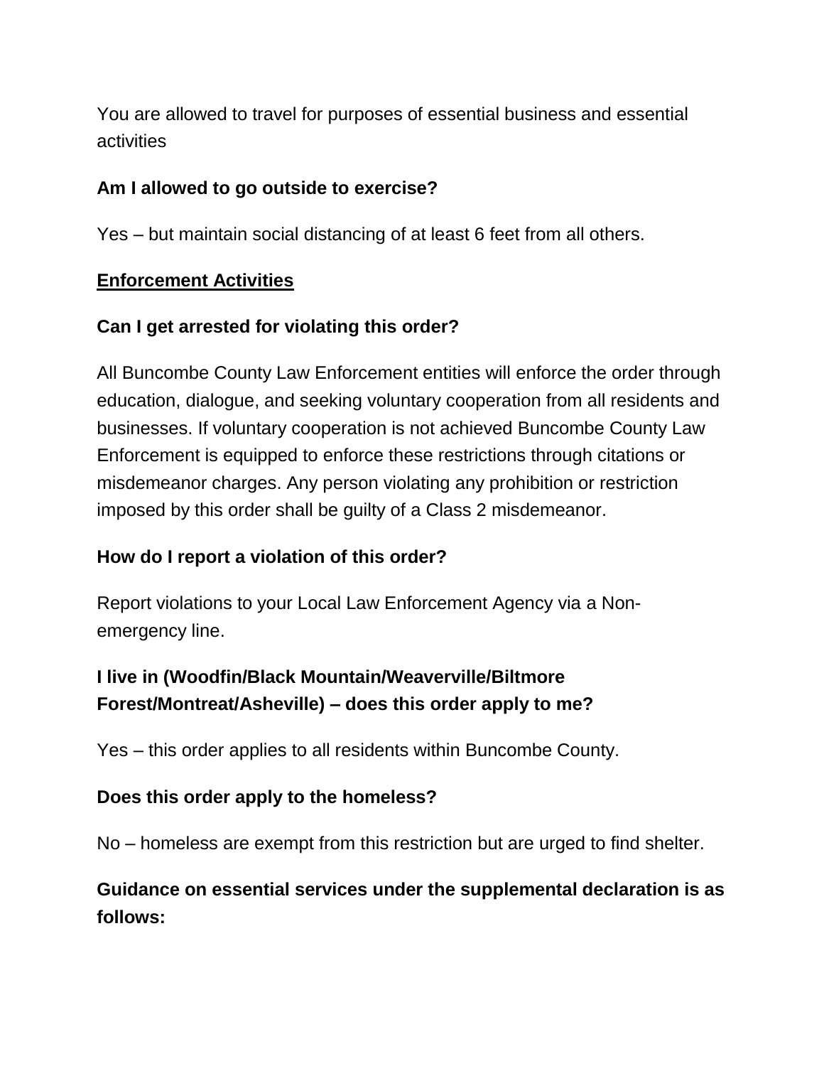You are allowed to travel for purposes of essential business and essential activities

**Am I allowed to go outside to exercise?**

Yes – but maintain social distancing of at least 6 feet from all others.

<u>**Enforcement Activities**</u>

**Can I get arrested for violating this order?**

All Buncombe County Law Enforcement entities will enforce the order through education, dialogue, and seeking voluntary cooperation from all residents and businesses. If voluntary cooperation is not achieved Buncombe County Law Enforcement is equipped to enforce these restrictions through citations or misdemeanor charges. Any person violating any prohibition or restriction imposed by this order shall be guilty of a Class 2 misdemeanor.

**How do I report a violation of this order?**

Report violations to your Local Law Enforcement Agency via a Non-emergency line.

**I live in (Woodfin/Black Mountain/Weaverville/Biltmore Forest/Montreat/Asheville) – does this order apply to me?**

Yes – this order applies to all residents within Buncombe County.

**Does this order apply to the homeless?**

No – homeless are exempt from this restriction but are urged to find shelter.

**Guidance on essential services under the supplemental declaration is as follows:**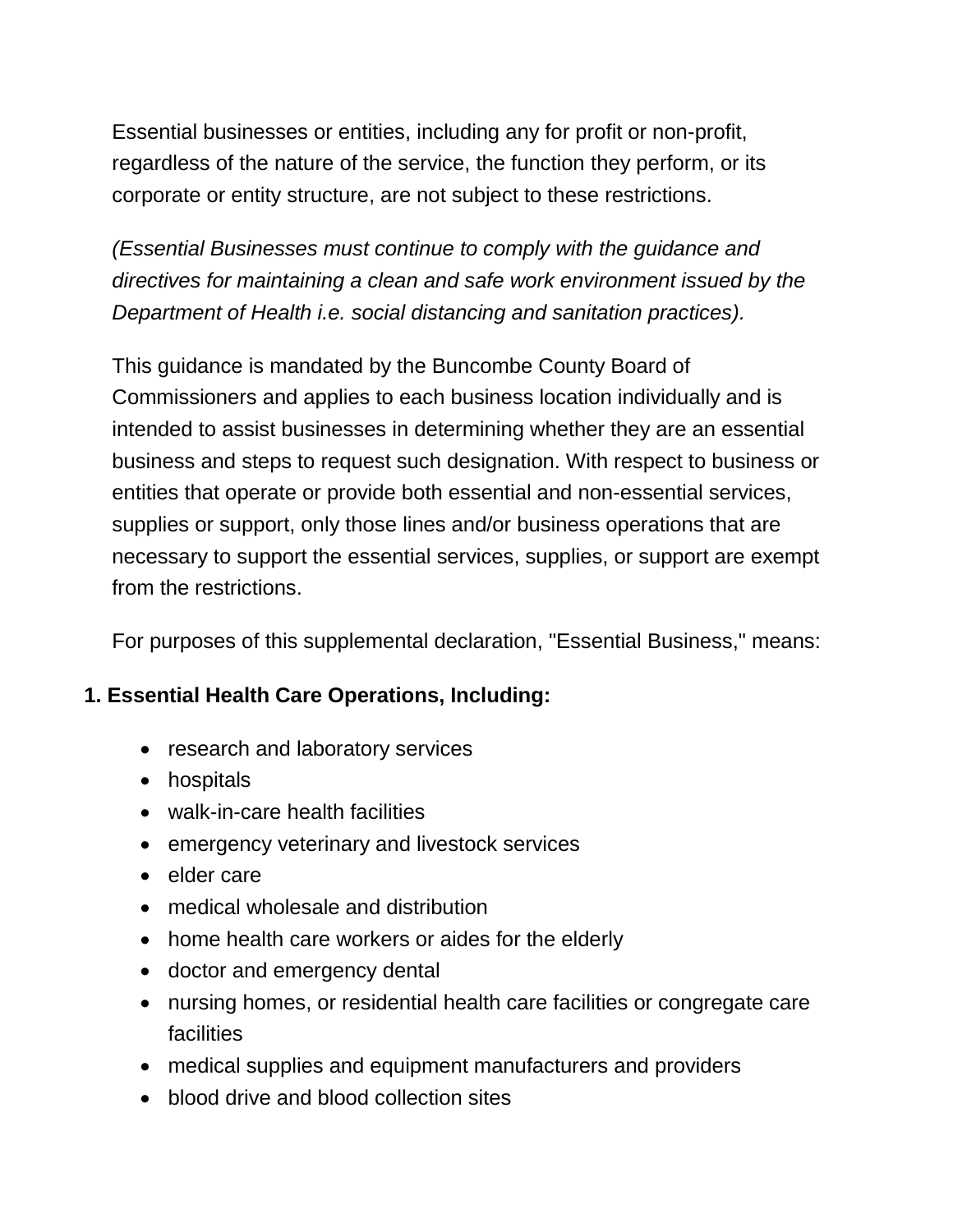Essential businesses or entities, including any for profit or non-profit, regardless of the nature of the service, the function they perform, or its corporate or entity structure, are not subject to these restrictions.

*(Essential Businesses must continue to comply with the guidance and directives for maintaining a clean and safe work environment issued by the Department of Health i.e. social distancing and sanitation practices).*

This guidance is mandated by the Buncombe County Board of Commissioners and applies to each business location individually and is intended to assist businesses in determining whether they are an essential business and steps to request such designation. With respect to business or entities that operate or provide both essential and non-essential services, supplies or support, only those lines and/or business operations that are necessary to support the essential services, supplies, or support are exempt from the restrictions.

For purposes of this supplemental declaration, "Essential Business," means:

**1. Essential Health Care Operations, Including:**

- research and laboratory services
- hospitals
- walk-in-care health facilities
- emergency veterinary and livestock services
- elder care
- medical wholesale and distribution
- home health care workers or aides for the elderly
- doctor and emergency dental
- nursing homes, or residential health care facilities or congregate care facilities
- medical supplies and equipment manufacturers and providers
- blood drive and blood collection sites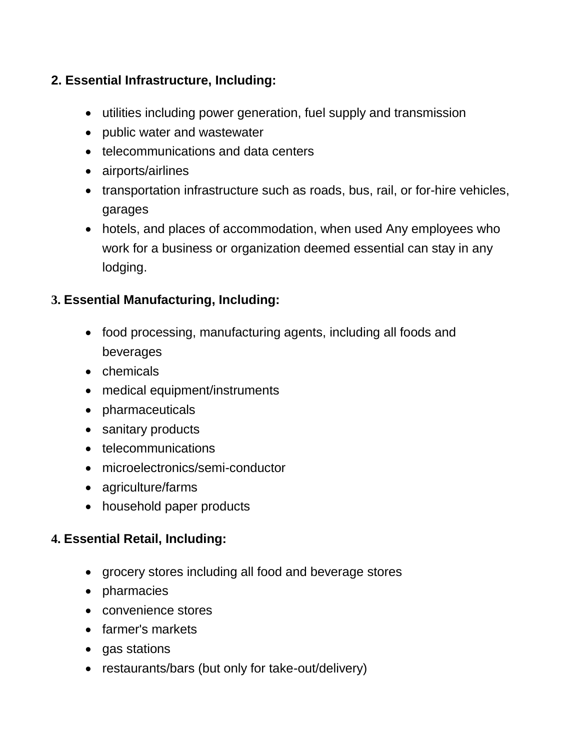**2. Essential Infrastructure, Including:**

- utilities including power generation, fuel supply and transmission
- public water and wastewater
- telecommunications and data centers
- airports/airlines
- transportation infrastructure such as roads, bus, rail, or for-hire vehicles, garages
- hotels, and places of accommodation, when used Any employees who work for a business or organization deemed essential can stay in any lodging.

**3. Essential Manufacturing, Including:**

- food processing, manufacturing agents, including all foods and beverages
- chemicals
- medical equipment/instruments
- pharmaceuticals
- sanitary products
- telecommunications
- microelectronics/semi-conductor
- agriculture/farms
- household paper products

**4. Essential Retail, Including:**

- grocery stores including all food and beverage stores
- pharmacies
- convenience stores
- farmer's markets
- gas stations
- restaurants/bars (but only for take-out/delivery)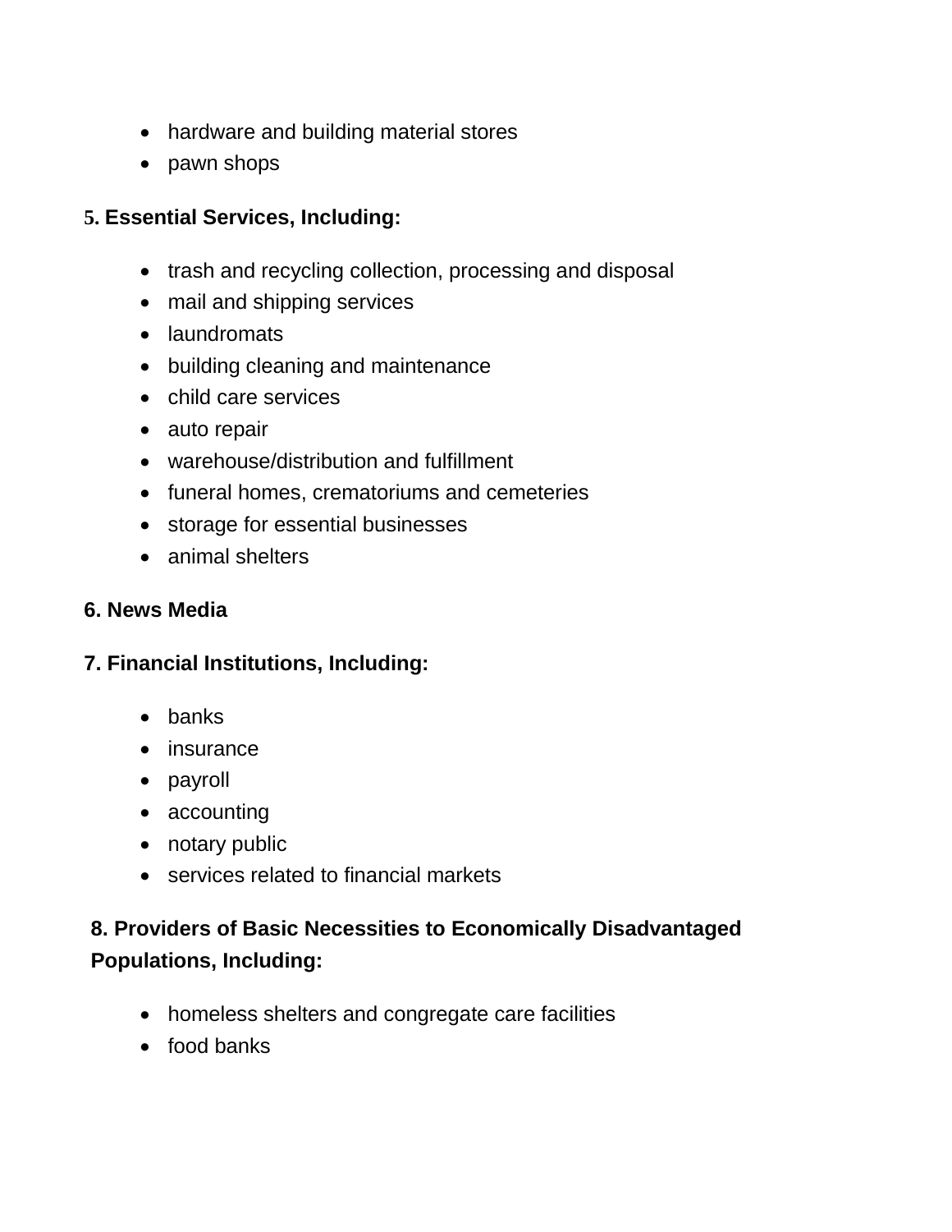- hardware and building material stores
- pawn shops

**5. Essential Services, Including:**

- trash and recycling collection, processing and disposal
- mail and shipping services
- laundromats
- building cleaning and maintenance
- child care services
- auto repair
- warehouse/distribution and fulfillment
- funeral homes, crematoriums and cemeteries
- storage for essential businesses
- animal shelters

**6. News Media**

**7. Financial Institutions, Including:**

- banks
- insurance
- payroll
- accounting
- notary public
- services related to financial markets

**8. Providers of Basic Necessities to Economically Disadvantaged Populations, Including:**

- homeless shelters and congregate care facilities
- food banks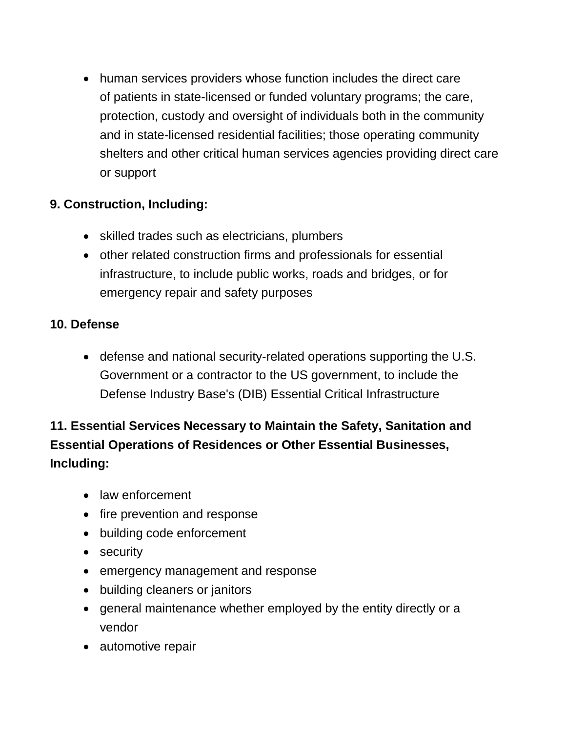- human services providers whose function includes the direct care of patients in state-licensed or funded voluntary programs; the care, protection, custody and oversight of individuals both in the community and in state-licensed residential facilities; those operating community shelters and other critical human services agencies providing direct care or support

**9. Construction, Including:**

- skilled trades such as electricians, plumbers
- other related construction firms and professionals for essential infrastructure, to include public works, roads and bridges, or for emergency repair and safety purposes

**10. Defense**

- defense and national security-related operations supporting the U.S. Government or a contractor to the US government, to include the Defense Industry Base's (DIB) Essential Critical Infrastructure

**11. Essential Services Necessary to Maintain the Safety, Sanitation and Essential Operations of Residences or Other Essential Businesses, Including:**

- law enforcement
- fire prevention and response
- building code enforcement
- security
- emergency management and response
- building cleaners or janitors
- general maintenance whether employed by the entity directly or a vendor
- automotive repair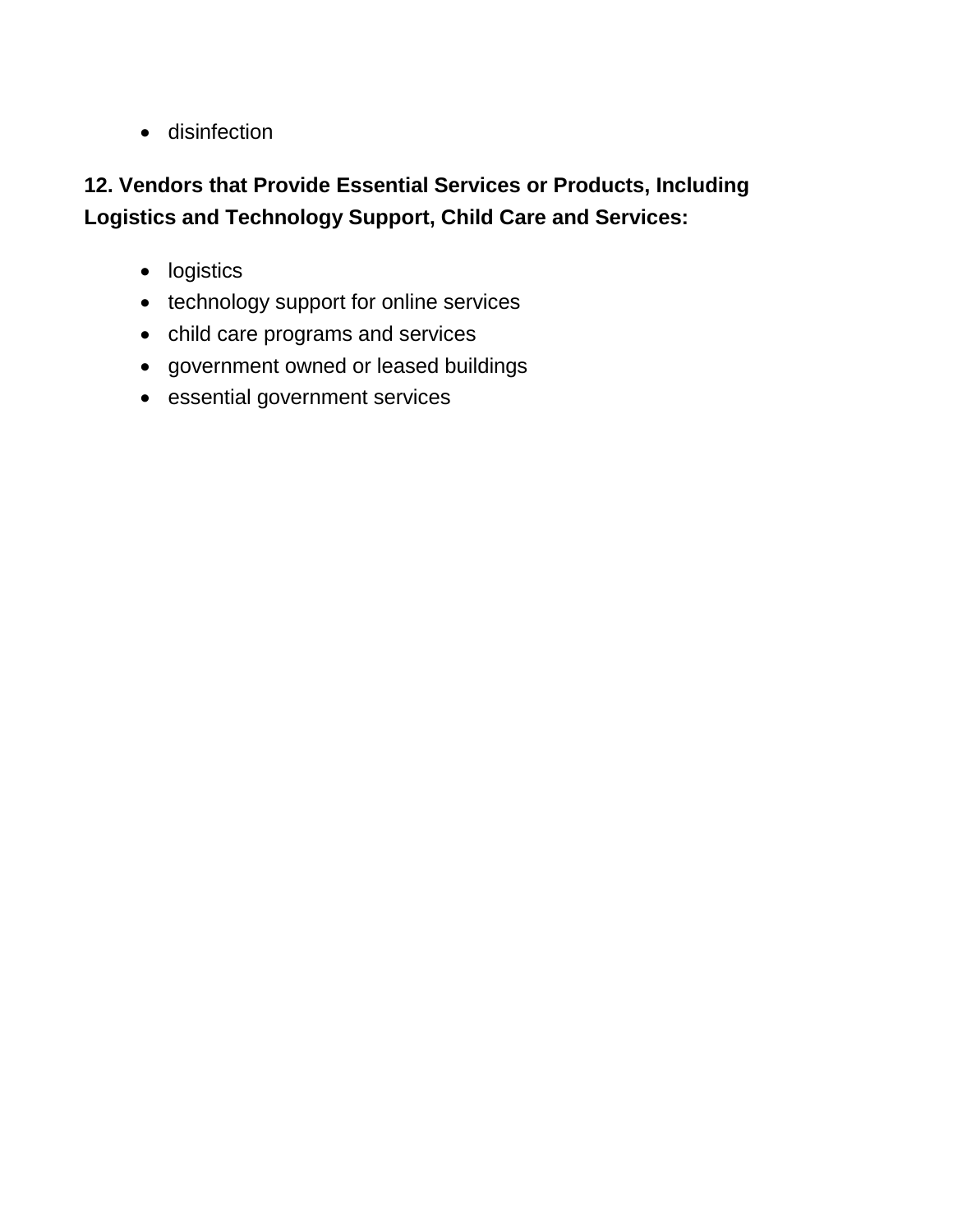- disinfection

**12. Vendors that Provide Essential Services or Products, Including Logistics and Technology Support, Child Care and Services:**

- logistics
- technology support for online services
- child care programs and services
- government owned or leased buildings
- essential government services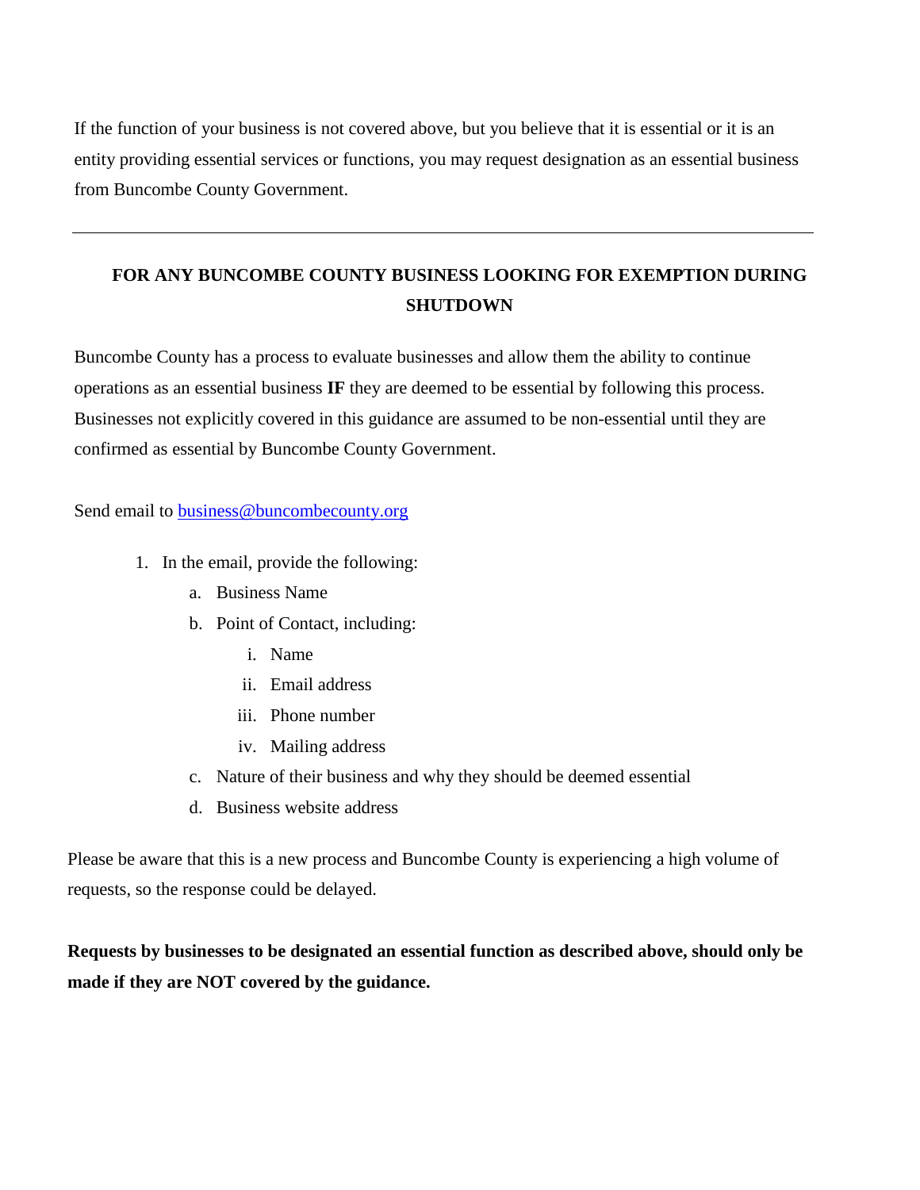If the function of your business is not covered above, but you believe that it is essential or it is an entity providing essential services or functions, you may request designation as an essential business from Buncombe County Government.

---

## FOR ANY BUNCOMBE COUNTY BUSINESS LOOKING FOR EXEMPTION DURING SHUTDOWN

Buncombe County has a process to evaluate businesses and allow them the ability to continue operations as an essential business **IF** they are deemed to be essential by following this process. Businesses not explicitly covered in this guidance are assumed to be non-essential until they are confirmed as essential by Buncombe County Government.

Send email to [business@buncombecounty.org](mailto:business@buncombecounty.org)

1. In the email, provide the following:
   a. Business Name
   b. Point of Contact, including:
      i. Name
      ii. Email address
      iii. Phone number
      iv. Mailing address
   c. Nature of their business and why they should be deemed essential
   d. Business website address

Please be aware that this is a new process and Buncombe County is experiencing a high volume of requests, so the response could be delayed.

**Requests by businesses to be designated an essential function as described above, should only be made if they are NOT covered by the guidance.**